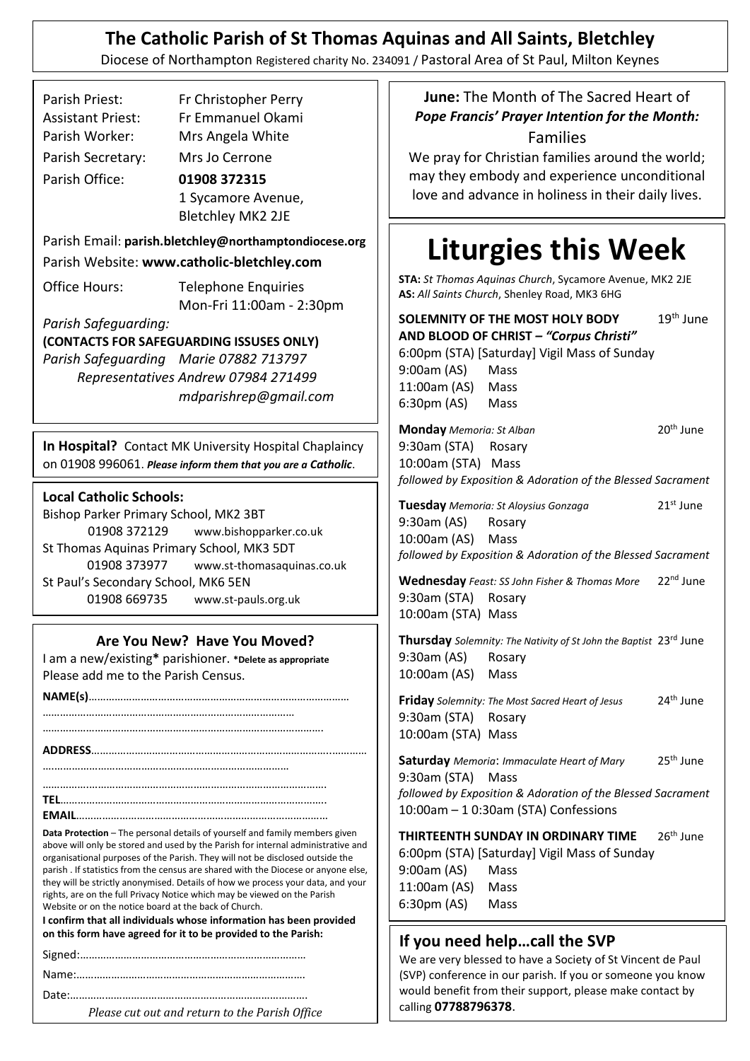# The Catholic Parish of St Thomas Aquinas and All Saints, Bletchley

Diocese of Northampton Registered charity No. 234091 / Pastoral Area of St Paul, Milton Keynes

| | |
|---|---|
| Parish Priest: | Fr Christopher Perry |
| Assistant Priest: | Fr Emmanuel Okami |
| Parish Worker: | Mrs Angela White |
| Parish Secretary: | Mrs Jo Cerrone |
| Parish Office: | **01908 372315**<br>1 Sycamore Avenue,<br>Bletchley MK2 2JE |

Parish Email: **parish.bletchley@northamptondiocese.org**

Parish Website: **www.catholic-bletchley.com**

Office Hours: Telephone Enquiries Mon-Fri 11:00am - 2:30pm

*Parish Safeguarding:*

**(CONTACTS FOR SAFEGUARDING ISSUSES ONLY)**

*Parish Safeguarding Representatives*
*Marie 07882 713797*
*Andrew 07984 271499*
*mdparishrep@gmail.com*

**In Hospital?** Contact MK University Hospital Chaplaincy on 01908 996061. ***Please inform them that you are a Catholic**.*

**Local Catholic Schools:**

Bishop Parker Primary School, MK2 3BT
01908 372129 www.bishopparker.co.uk

St Thomas Aquinas Primary School, MK3 5DT
01908 373977 www.st-thomasaquinas.co.uk

St Paul's Secondary School, MK6 5EN
01908 669735 www.st-pauls.org.uk

## Are You New? Have You Moved?

I am a new/existing* parishioner. ***Delete as appropriate**

Please add me to the Parish Census.

**NAME(s)**……………………………………………………………………………

……………………………………………………………………………

……………………………………………………………………………

**ADDRESS**……………………………………………………………………………

……………………………………………………………………………

……………………………………………………………………………

**TEL**……………………………………………………………………………

**EMAIL**……………………………………………………………………………

**Data Protection** – The personal details of yourself and family members given above will only be stored and used by the Parish for internal administrative and organisational purposes of the Parish. They will not be disclosed outside the parish . If statistics from the census are shared with the Diocese or anyone else, they will be strictly anonymised. Details of how we process your data, and your rights, are on the full Privacy Notice which may be viewed on the Parish Website or on the notice board at the back of Church.

**I confirm that all individuals whose information has been provided on this form have agreed for it to be provided to the Parish:**

Signed:……………………………………………………………………

Name:……………………………………………………………………

Date:……………………………………………………………………

*Please cut out and return to the Parish Office*

**June:** The Month of The Sacred Heart of
***Pope Francis' Prayer Intention for the Month:***
Families

We pray for Christian families around the world; may they embody and experience unconditional love and advance in holiness in their daily lives.

# Liturgies this Week

**STA:** *St Thomas Aquinas Church*, Sycamore Avenue, MK2 2JE
**AS:** *All Saints Church*, Shenley Road, MK3 6HG

**SOLEMNITY OF THE MOST HOLY BODY AND BLOOD OF CHRIST – *"Corpus Christi"*** 19th June
6:00pm (STA) [Saturday] Vigil Mass of Sunday
9:00am (AS) Mass
11:00am (AS) Mass
6:30pm (AS) Mass

**Monday** *Memoria: St Alban* 20th June
9:30am (STA) Rosary
10:00am (STA) Mass
*followed by Exposition & Adoration of the Blessed Sacrament*

**Tuesday** *Memoria: St Aloysius Gonzaga* 21st June
9:30am (AS) Rosary
10:00am (AS) Mass
*followed by Exposition & Adoration of the Blessed Sacrament*

**Wednesday** *Feast: SS John Fisher & Thomas More* 22nd June
9:30am (STA) Rosary
10:00am (STA) Mass

**Thursday** *Solemnity: The Nativity of St John the Baptist* 23rd June
9:30am (AS) Rosary
10:00am (AS) Mass

**Friday** *Solemnity: The Most Sacred Heart of Jesus* 24th June
9:30am (STA) Rosary
10:00am (STA) Mass

**Saturday** *Memoria*: *Immaculate Heart of Mary* 25th June
9:30am (STA) Mass
*followed by Exposition & Adoration of the Blessed Sacrament*
10:00am – 1 0:30am (STA) Confessions

**THIRTEENTH SUNDAY IN ORDINARY TIME** 26th June
6:00pm (STA) [Saturday] Vigil Mass of Sunday
9:00am (AS) Mass
11:00am (AS) Mass
6:30pm (AS) Mass

## If you need help…call the SVP

We are very blessed to have a Society of St Vincent de Paul (SVP) conference in our parish. If you or someone you know would benefit from their support, please make contact by calling **07788796378**.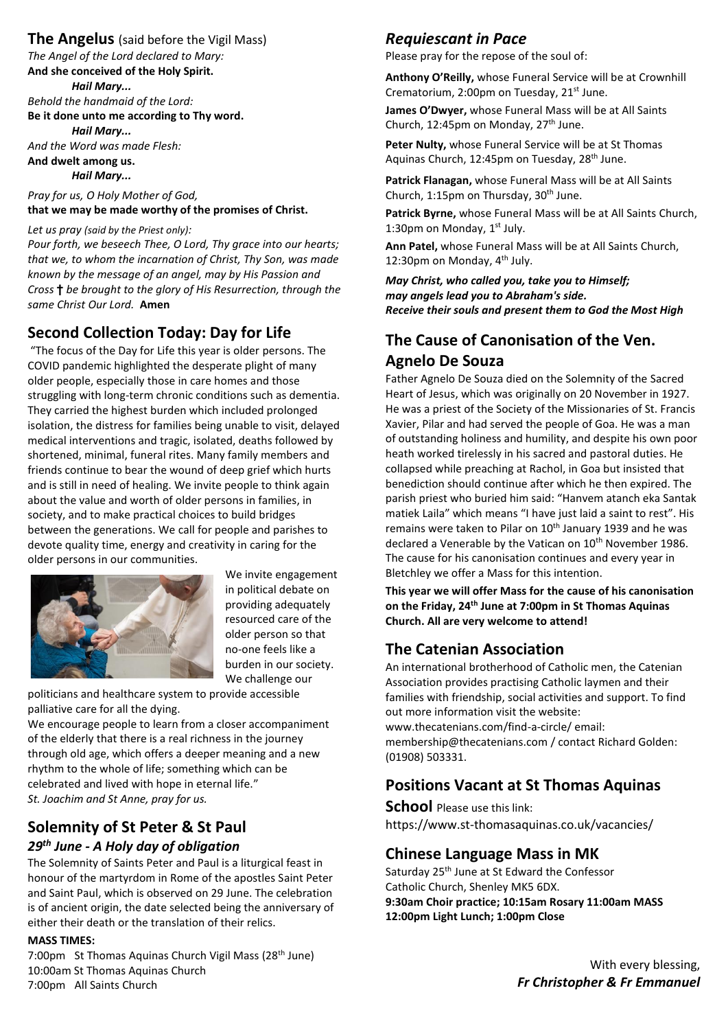## The Angelus (said before the Vigil Mass)

*The Angel of the Lord declared to Mary:*
**And she conceived of the Holy Spirit.**
***Hail Mary...***
*Behold the handmaid of the Lord:*
**Be it done unto me according to Thy word.**
***Hail Mary...***
*And the Word was made Flesh:*
**And dwelt among us.**
***Hail Mary...***

*Pray for us, O Holy Mother of God,*
**that we may be made worthy of the promises of Christ.**

*Let us pray (said by the Priest only):*
*Pour forth, we beseech Thee, O Lord, Thy grace into our hearts; that we, to whom the incarnation of Christ, Thy Son, was made known by the message of an angel, may by His Passion and Cross* **†** *be brought to the glory of His Resurrection, through the same Christ Our Lord.* **Amen**

## Second Collection Today: Day for Life

"The focus of the Day for Life this year is older persons. The COVID pandemic highlighted the desperate plight of many older people, especially those in care homes and those struggling with long-term chronic conditions such as dementia. They carried the highest burden which included prolonged isolation, the distress for families being unable to visit, delayed medical interventions and tragic, isolated, deaths followed by shortened, minimal, funeral rites. Many family members and friends continue to bear the wound of deep grief which hurts and is still in need of healing. We invite people to think again about the value and worth of older persons in families, in society, and to make practical choices to build bridges between the generations. We call for people and parishes to devote quality time, energy and creativity in caring for the older persons in our communities.

We invite engagement in political debate on providing adequately resourced care of the older person so that no-one feels like a burden in our society. We challenge our politicians and healthcare system to provide accessible palliative care for all the dying.

We encourage people to learn from a closer accompaniment of the elderly that there is a real richness in the journey through old age, which offers a deeper meaning and a new rhythm to the whole of life; something which can be celebrated and lived with hope in eternal life."
*St. Joachim and St Anne, pray for us.*

## Solemnity of St Peter & St Paul

### *29th June - A Holy day of obligation*

The Solemnity of Saints Peter and Paul is a liturgical feast in honour of the martyrdom in Rome of the apostles Saint Peter and Saint Paul, which is observed on 29 June. The celebration is of ancient origin, the date selected being the anniversary of either their death or the translation of their relics.

**MASS TIMES:**

7:00pm St Thomas Aquinas Church Vigil Mass (28th June)
10:00am St Thomas Aquinas Church
7:00pm All Saints Church

## *Requiescant in Pace*

Please pray for the repose of the soul of:

**Anthony O'Reilly,** whose Funeral Service will be at Crownhill Crematorium, 2:00pm on Tuesday, 21st June.

**James O'Dwyer,** whose Funeral Mass will be at All Saints Church, 12:45pm on Monday, 27th June.

**Peter Nulty,** whose Funeral Service will be at St Thomas Aquinas Church, 12:45pm on Tuesday, 28th June.

**Patrick Flanagan,** whose Funeral Mass will be at All Saints Church, 1:15pm on Thursday, 30th June.

**Patrick Byrne,** whose Funeral Mass will be at All Saints Church, 1:30pm on Monday, 1st July.

**Ann Patel,** whose Funeral Mass will be at All Saints Church, 12:30pm on Monday, 4th July.

***May Christ, who called you, take you to Himself;***
***may angels lead you to Abraham's side.***
***Receive their souls and present them to God the Most High***

## The Cause of Canonisation of the Ven. Agnelo De Souza

Father Agnelo De Souza died on the Solemnity of the Sacred Heart of Jesus, which was originally on 20 November in 1927. He was a priest of the Society of the Missionaries of St. Francis Xavier, Pilar and had served the people of Goa. He was a man of outstanding holiness and humility, and despite his own poor heath worked tirelessly in his sacred and pastoral duties. He collapsed while preaching at Rachol, in Goa but insisted that benediction should continue after which he then expired. The parish priest who buried him said: "Hanvem atanch eka Santak matiek Laila" which means "I have just laid a saint to rest". His remains were taken to Pilar on 10th January 1939 and he was declared a Venerable by the Vatican on 10th November 1986. The cause for his canonisation continues and every year in Bletchley we offer a Mass for this intention.

**This year we will offer Mass for the cause of his canonisation on the Friday, 24th June at 7:00pm in St Thomas Aquinas Church. All are very welcome to attend!**

## The Catenian Association

An international brotherhood of Catholic men, the Catenian Association provides practising Catholic laymen and their families with friendship, social activities and support. To find out more information visit the website: www.thecatenians.com/find-a-circle/ email: membership@thecatenians.com / contact Richard Golden: (01908) 503331.

## Positions Vacant at St Thomas Aquinas School

Please use this link: https://www.st-thomasaquinas.co.uk/vacancies/

## Chinese Language Mass in MK

Saturday 25th June at St Edward the Confessor Catholic Church, Shenley MK5 6DX.
**9:30am Choir practice; 10:15am Rosary 11:00am MASS 12:00pm Light Lunch; 1:00pm Close**

With every blessing,
***Fr Christopher & Fr Emmanuel***